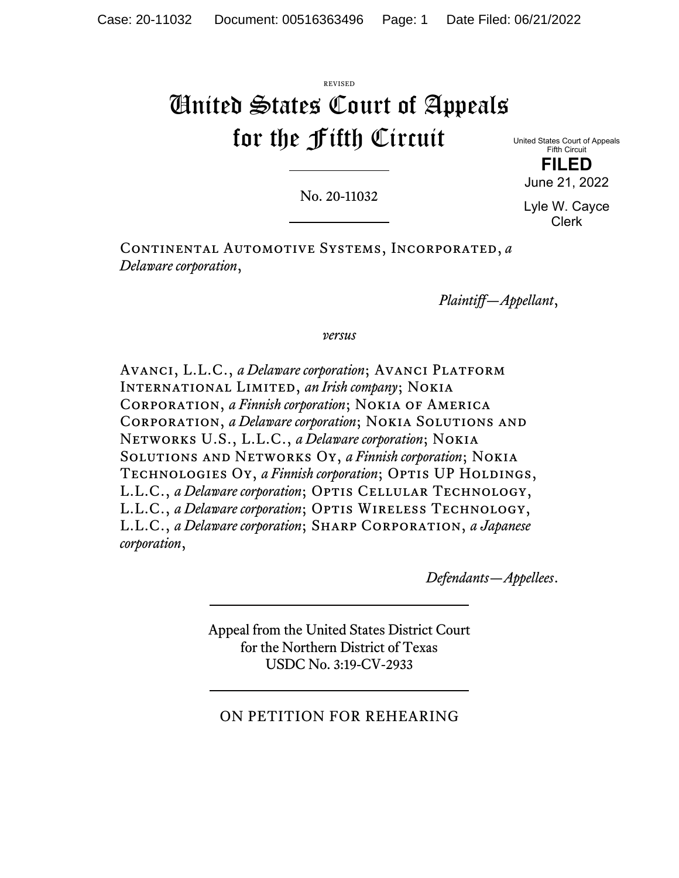REVISED

# United States Court of Appeals for the Fifth Circuit

United States Court of Appeals
Fifth Circuit

**FILED**

June 21, 2022

Lyle W. Cayce
Clerk

No. 20-11032

Continental Automotive Systems, Incorporated, *a Delaware corporation*,

*Plaintiff—Appellant*,

*versus*

Avanci, L.L.C., *a Delaware corporation*; Avanci Platform International Limited, *an Irish company*; Nokia Corporation, *a Finnish corporation*; Nokia of America Corporation, *a Delaware corporation*; Nokia Solutions and Networks U.S., L.L.C., *a Delaware corporation*; Nokia Solutions and Networks Oy, *a Finnish corporation*; Nokia Technologies Oy, *a Finnish corporation*; Optis UP Holdings, L.L.C., *a Delaware corporation*; Optis Cellular Technology, L.L.C., *a Delaware corporation*; Optis Wireless Technology, L.L.C., *a Delaware corporation*; Sharp Corporation, *a Japanese corporation*,

*Defendants—Appellees*.

Appeal from the United States District Court
for the Northern District of Texas
USDC No. 3:19-CV-2933

ON PETITION FOR REHEARING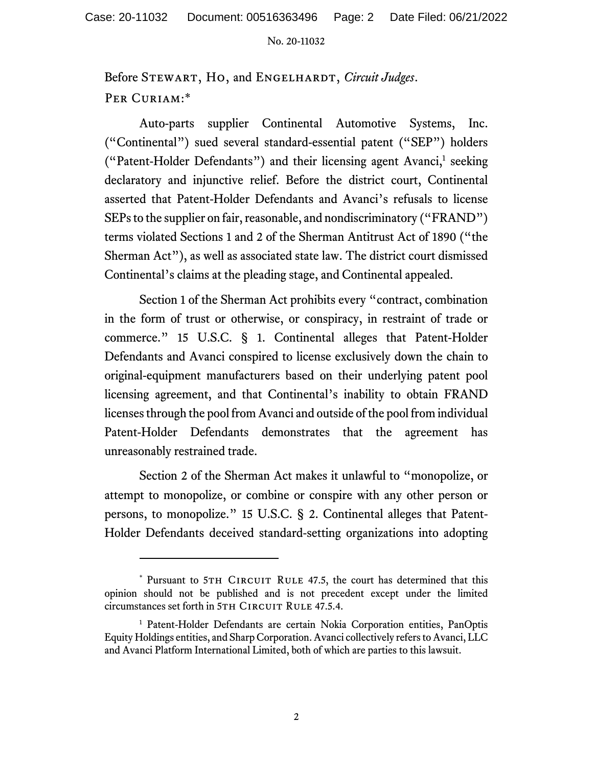Before STEWART, HO, and ENGELHARDT, *Circuit Judges*.

PER CURIAM:*

Auto-parts supplier Continental Automotive Systems, Inc. ("Continental") sued several standard-essential patent ("SEP") holders ("Patent-Holder Defendants") and their licensing agent Avanci,[1] seeking declaratory and injunctive relief. Before the district court, Continental asserted that Patent-Holder Defendants and Avanci's refusals to license SEPs to the supplier on fair, reasonable, and nondiscriminatory ("FRAND") terms violated Sections 1 and 2 of the Sherman Antitrust Act of 1890 ("the Sherman Act"), as well as associated state law. The district court dismissed Continental's claims at the pleading stage, and Continental appealed.

Section 1 of the Sherman Act prohibits every "contract, combination in the form of trust or otherwise, or conspiracy, in restraint of trade or commerce." 15 U.S.C. § 1. Continental alleges that Patent-Holder Defendants and Avanci conspired to license exclusively down the chain to original-equipment manufacturers based on their underlying patent pool licensing agreement, and that Continental's inability to obtain FRAND licenses through the pool from Avanci and outside of the pool from individual Patent-Holder Defendants demonstrates that the agreement has unreasonably restrained trade.

Section 2 of the Sherman Act makes it unlawful to "monopolize, or attempt to monopolize, or combine or conspire with any other person or persons, to monopolize." 15 U.S.C. § 2. Continental alleges that Patent-Holder Defendants deceived standard-setting organizations into adopting

---

* Pursuant to 5TH CIRCUIT RULE 47.5, the court has determined that this opinion should not be published and is not precedent except under the limited circumstances set forth in 5TH CIRCUIT RULE 47.5.4.

[1] Patent-Holder Defendants are certain Nokia Corporation entities, PanOptis Equity Holdings entities, and Sharp Corporation. Avanci collectively refers to Avanci, LLC and Avanci Platform International Limited, both of which are parties to this lawsuit.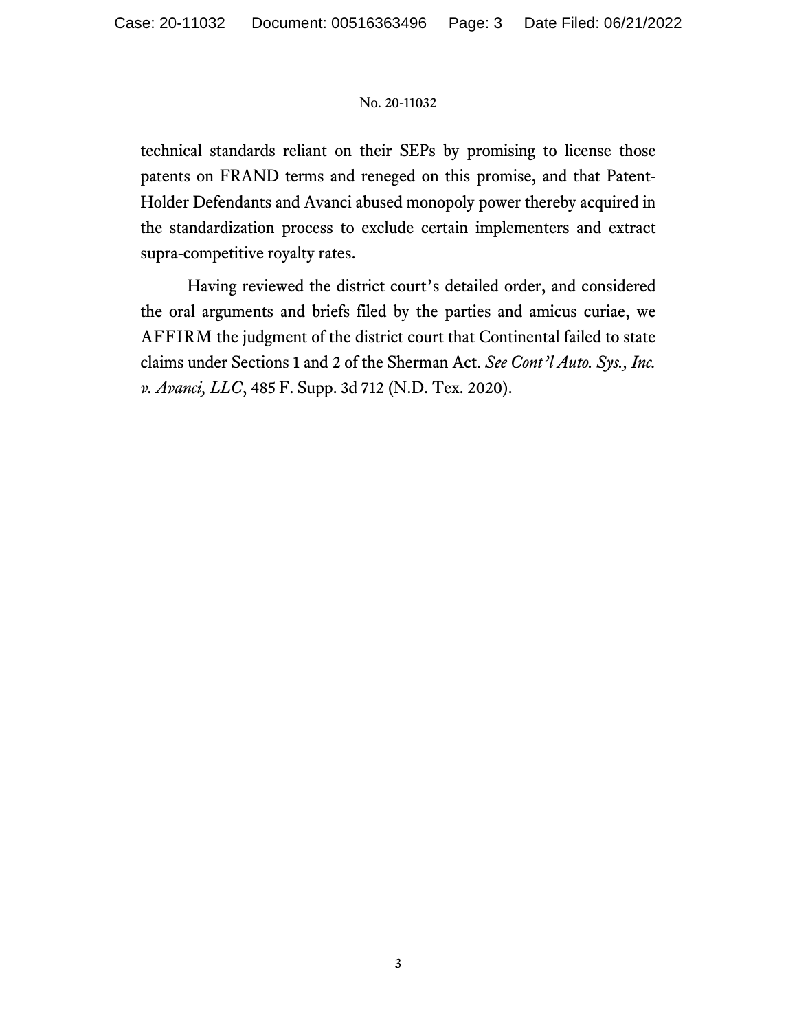technical standards reliant on their SEPs by promising to license those patents on FRAND terms and reneged on this promise, and that Patent-Holder Defendants and Avanci abused monopoly power thereby acquired in the standardization process to exclude certain implementers and extract supra-competitive royalty rates.

Having reviewed the district court's detailed order, and considered the oral arguments and briefs filed by the parties and amicus curiae, we AFFIRM the judgment of the district court that Continental failed to state claims under Sections 1 and 2 of the Sherman Act. *See Cont'l Auto. Sys., Inc. v. Avanci, LLC*, 485 F. Supp. 3d 712 (N.D. Tex. 2020).